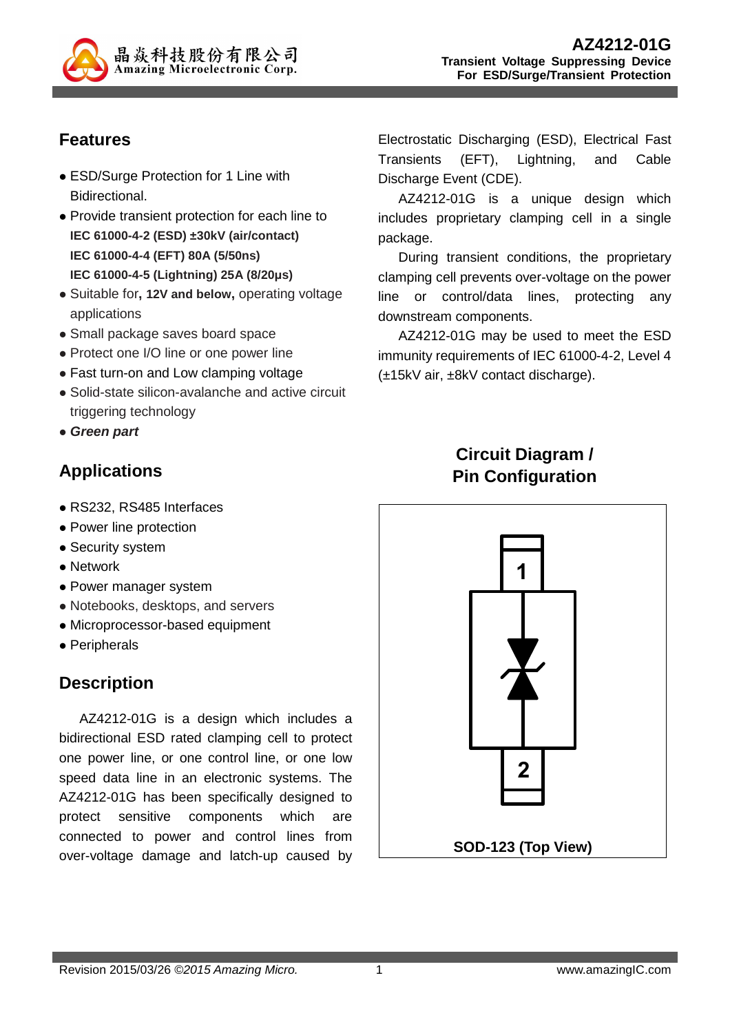# AZ4212-01G

**Transient Voltage Suppressing Device**
**For ESD/Surge/Transient Protection**

## Features

- ESD/Surge Protection for 1 Line with Bidirectional.
- Provide transient protection for each line to
  **IEC 61000-4-2 (ESD) ±30kV (air/contact)**
  **IEC 61000-4-4 (EFT) 80A (5/50ns)**
  **IEC 61000-4-5 (Lightning) 25A (8/20μs)**
- Suitable for**, 12V and below,** operating voltage applications
- Small package saves board space
- Protect one I/O line or one power line
- Fast turn-on and Low clamping voltage
- Solid-state silicon-avalanche and active circuit triggering technology
- ***Green part***

## Applications

- RS232, RS485 Interfaces
- Power line protection
- Security system
- Network
- Power manager system
- Notebooks, desktops, and servers
- Microprocessor-based equipment
- Peripherals

## Description

AZ4212-01G is a design which includes a bidirectional ESD rated clamping cell to protect one power line, or one control line, or one low speed data line in an electronic systems. The AZ4212-01G has been specifically designed to protect sensitive components which are connected to power and control lines from over-voltage damage and latch-up caused by Electrostatic Discharging (ESD), Electrical Fast Transients (EFT), Lightning, and Cable Discharge Event (CDE).

AZ4212-01G is a unique design which includes proprietary clamping cell in a single package.

During transient conditions, the proprietary clamping cell prevents over-voltage on the power line or control/data lines, protecting any downstream components.

AZ4212-01G may be used to meet the ESD immunity requirements of IEC 61000-4-2, Level 4 (±15kV air, ±8kV contact discharge).

## Circuit Diagram / Pin Configuration

1

2

**SOD-123 (Top View)**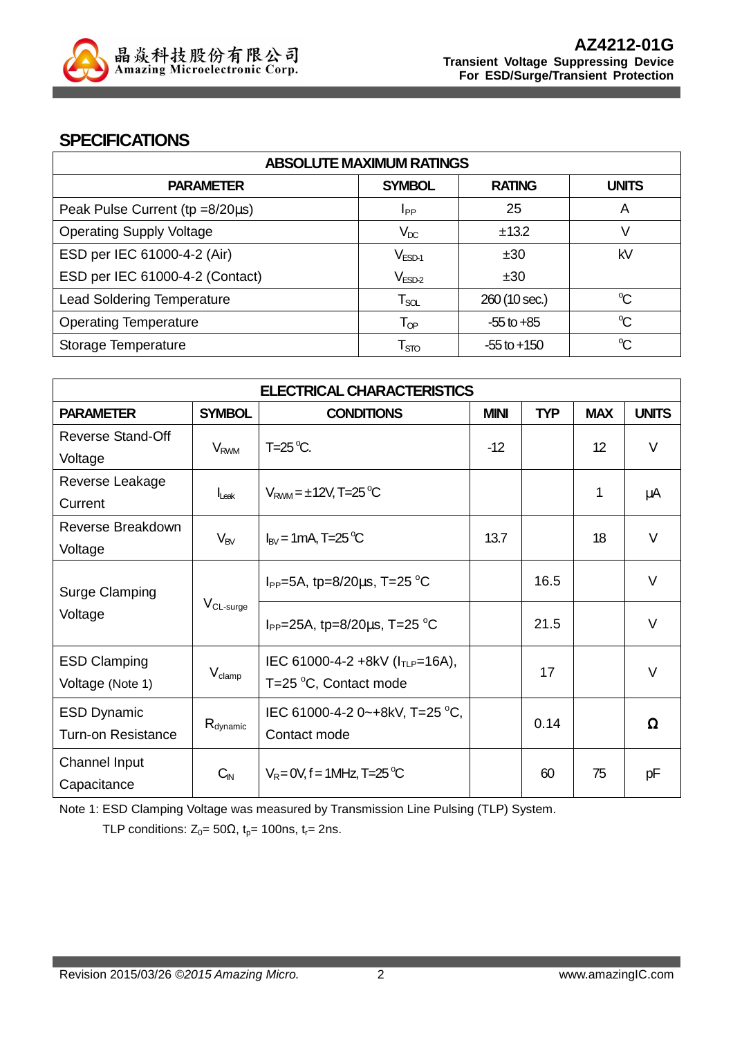## SPECIFICATIONS

| ABSOLUTE MAXIMUM RATINGS | | | |
|---|---|---|---|
| **PARAMETER** | **SYMBOL** | **RATING** | **UNITS** |
| Peak Pulse Current (tp =8/20µs) | $I_{PP}$ | 25 | A |
| Operating Supply Voltage | $V_{DC}$ | ±13.2 | V |
| ESD per IEC 61000-4-2 (Air) | $V_{ESD-1}$ | ±30 | kV |
| ESD per IEC 61000-4-2 (Contact) | $V_{ESD-2}$ | ±30 | |
| Lead Soldering Temperature | $T_{SOL}$ | 260 (10 sec.) | °C |
| Operating Temperature | $T_{OP}$ | -55 to +85 | °C |
| Storage Temperature | $T_{STO}$ | -55 to +150 | °C |

| ELECTRICAL CHARACTERISTICS | | | | | | |
|---|---|---|---|---|---|---|
| **PARAMETER** | **SYMBOL** | **CONDITIONS** | **MINI** | **TYP** | **MAX** | **UNITS** |
| Reverse Stand-Off Voltage | $V_{RWM}$ | T=25 °C. | -12 | | 12 | V |
| Reverse Leakage Current | $I_{Leak}$ | $V_{RWM}$ = ±12V, T=25 °C | | | 1 | µA |
| Reverse Breakdown Voltage | $V_{BV}$ | $I_{BV}$ = 1mA, T=25 °C | 13.7 | | 18 | V |
| Surge Clamping Voltage | $V_{CL\text{-}surge}$ | $I_{PP}$=5A, tp=8/20µs, T=25 °C | | 16.5 | | V |
| | | $I_{PP}$=25A, tp=8/20µs, T=25 °C | | 21.5 | | V |
| ESD Clamping Voltage (Note 1) | $V_{clamp}$ | IEC 61000-4-2 +8kV ($I_{TLP}$=16A), T=25 °C, Contact mode | | 17 | | V |
| ESD Dynamic Turn-on Resistance | $R_{dynamic}$ | IEC 61000-4-2 0~+8kV, T=25 °C, Contact mode | | 0.14 | | Ω |
| Channel Input Capacitance | $C_{IN}$ | $V_R$ = 0V, f = 1MHz, T=25 °C | | 60 | 75 | pF |

Note 1: ESD Clamping Voltage was measured by Transmission Line Pulsing (TLP) System.

TLP conditions: $Z_0$= 50Ω, $t_p$= 100ns, $t_r$= 2ns.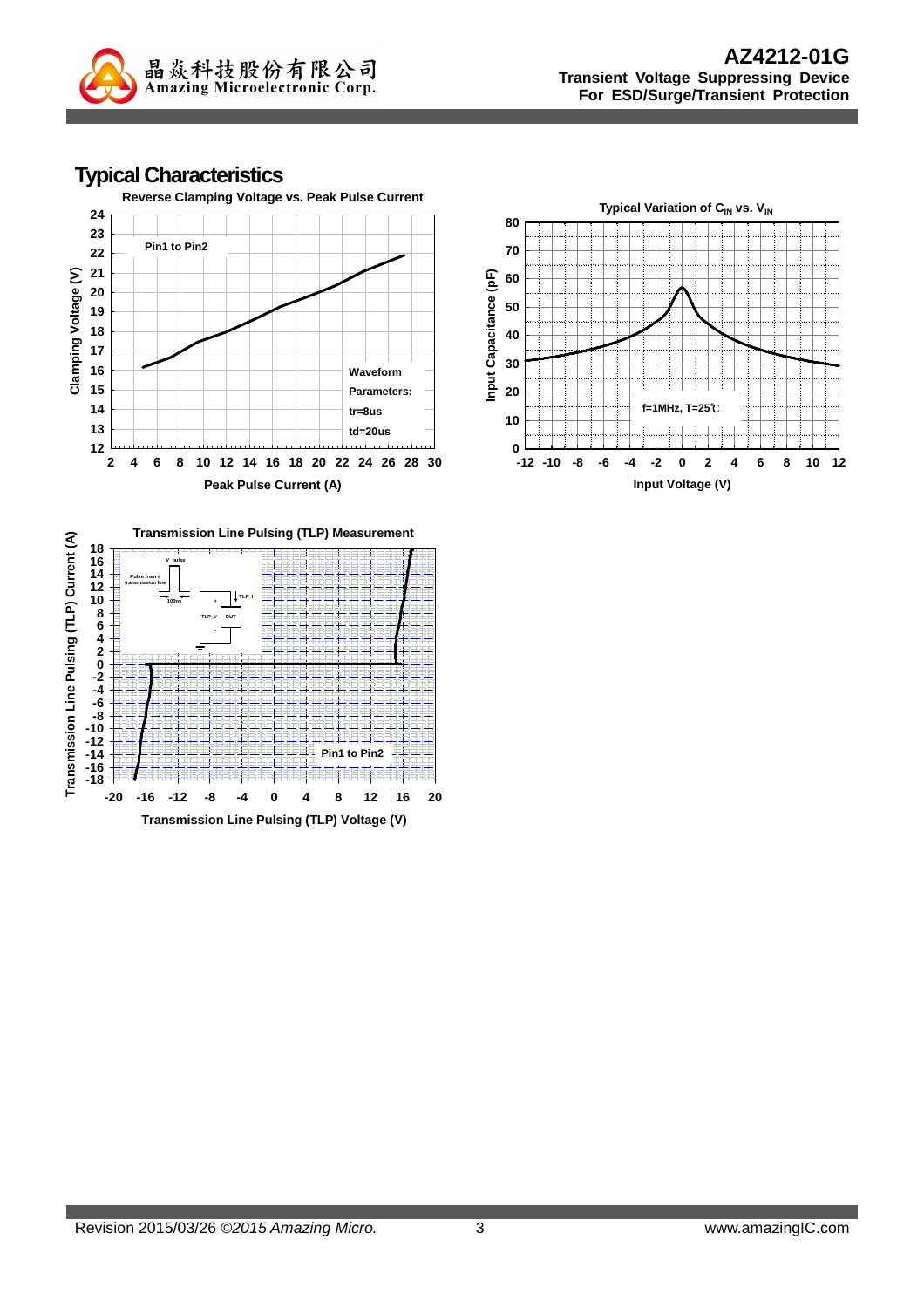## Typical Characteristics

**Reverse Clamping Voltage vs. Peak Pulse Current**

Pin1 to Pin2

Waveform Parameters:
tr=8us
td=20us

Clamping Voltage (V)

Peak Pulse Current (A)

**Typical Variation of $C_{IN}$ vs. $V_{IN}$**

f=1MHz, T=25℃

Input Capacitance (pF)

Input Voltage (V)

**Transmission Line Pulsing (TLP) Measurement**

Pin1 to Pin2

Transmission Line Pulsing (TLP) Current (A)

Transmission Line Pulsing (TLP) Voltage (V)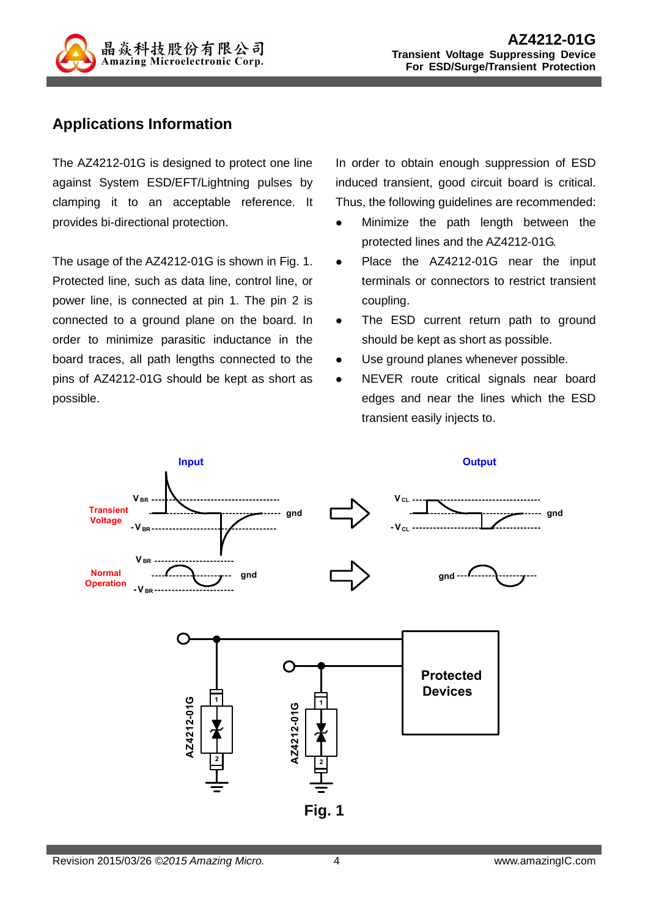## Applications Information

The AZ4212-01G is designed to protect one line against System ESD/EFT/Lightning pulses by clamping it to an acceptable reference. It provides bi-directional protection.

The usage of the AZ4212-01G is shown in Fig. 1. Protected line, such as data line, control line, or power line, is connected at pin 1. The pin 2 is connected to a ground plane on the board. In order to minimize parasitic inductance in the board traces, all path lengths connected to the pins of AZ4212-01G should be kept as short as possible.

In order to obtain enough suppression of ESD induced transient, good circuit board is critical. Thus, the following guidelines are recommended:

- Minimize the path length between the protected lines and the AZ4212-01G.
- Place the AZ4212-01G near the input terminals or connectors to restrict transient coupling.
- The ESD current return path to ground should be kept as short as possible.
- Use ground planes whenever possible.
- NEVER route critical signals near board edges and near the lines which the ESD transient easily injects to.

**Fig. 1**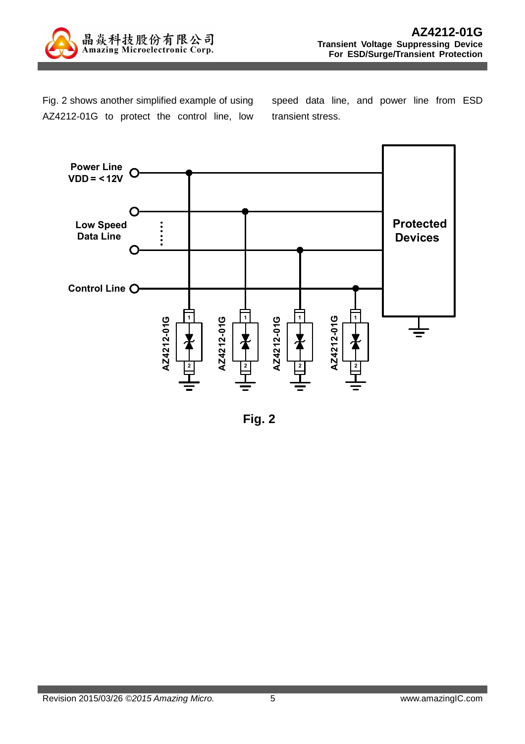Fig. 2 shows another simplified example of using AZ4212-01G to protect the control line, low speed data line, and power line from ESD transient stress.

Power Line
VDD = < 12V

Low Speed
Data Line

Control Line

Protected Devices

AZ4212-01G

AZ4212-01G

AZ4212-01G

AZ4212-01G

**Fig. 2**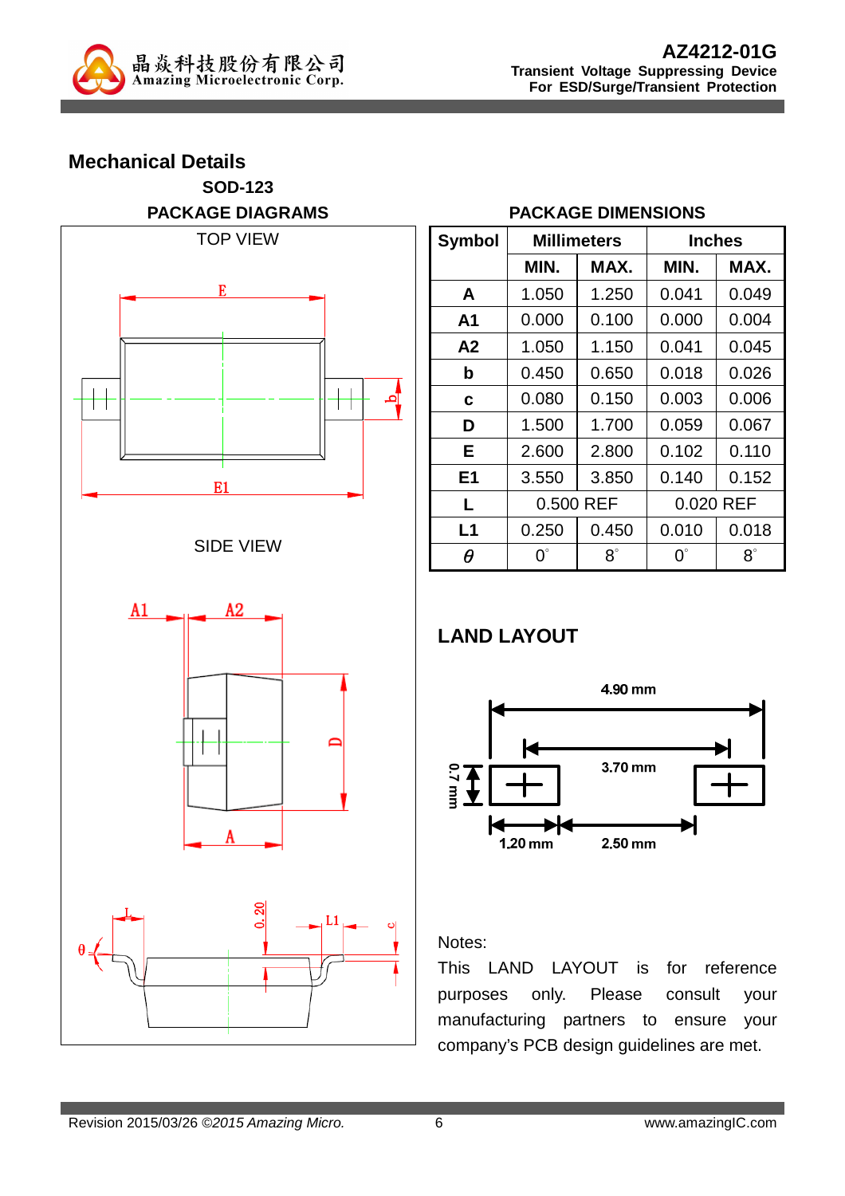## Mechanical Details

**SOD-123**

**PACKAGE DIAGRAMS**

TOP VIEW

SIDE VIEW

**PACKAGE DIMENSIONS**

| Symbol | Millimeters | | Inches | |
|---|---|---|---|---|
| | MIN. | MAX. | MIN. | MAX. |
| **A** | 1.050 | 1.250 | 0.041 | 0.049 |
| **A1** | 0.000 | 0.100 | 0.000 | 0.004 |
| **A2** | 1.050 | 1.150 | 0.041 | 0.045 |
| **b** | 0.450 | 0.650 | 0.018 | 0.026 |
| **c** | 0.080 | 0.150 | 0.003 | 0.006 |
| **D** | 1.500 | 1.700 | 0.059 | 0.067 |
| **E** | 2.600 | 2.800 | 0.102 | 0.110 |
| **E1** | 3.550 | 3.850 | 0.140 | 0.152 |
| **L** | 0.500 REF | | 0.020 REF | |
| **L1** | 0.250 | 0.450 | 0.010 | 0.018 |
| $\theta$ | 0° | 8° | 0° | 8° |

## LAND LAYOUT

4.90 mm

3.70 mm

0.7 mm

1.20 mm

2.50 mm

Notes:

This LAND LAYOUT is for reference purposes only. Please consult your manufacturing partners to ensure your company's PCB design guidelines are met.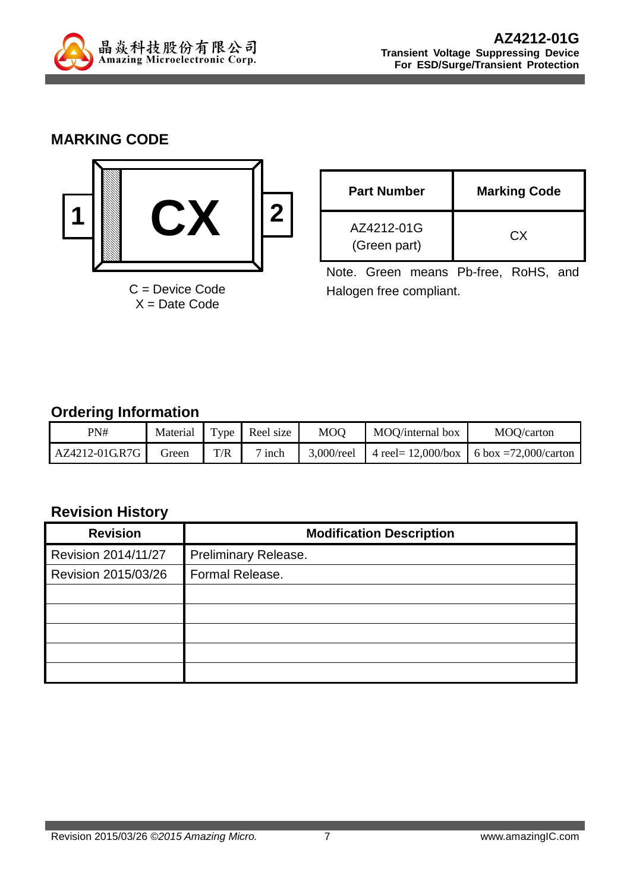## MARKING CODE

1 CX 2

C = Device Code
X = Date Code

| Part Number | Marking Code |
|---|---|
| AZ4212-01G (Green part) | CX |

Note. Green means Pb-free, RoHS, and Halogen free compliant.

## Ordering Information

| PN# | Material | Type | Reel size | MOQ | MOQ/internal box | MOQ/carton |
|---|---|---|---|---|---|---|
| AZ4212-01G.R7G | Green | T/R | 7 inch | 3,000/reel | 4 reel= 12,000/box | 6 box =72,000/carton |

## Revision History

| Revision | Modification Description |
|---|---|
| Revision 2014/11/27 | Preliminary Release. |
| Revision 2015/03/26 | Formal Release. |
| | |
| | |
| | |
| | |
| | |